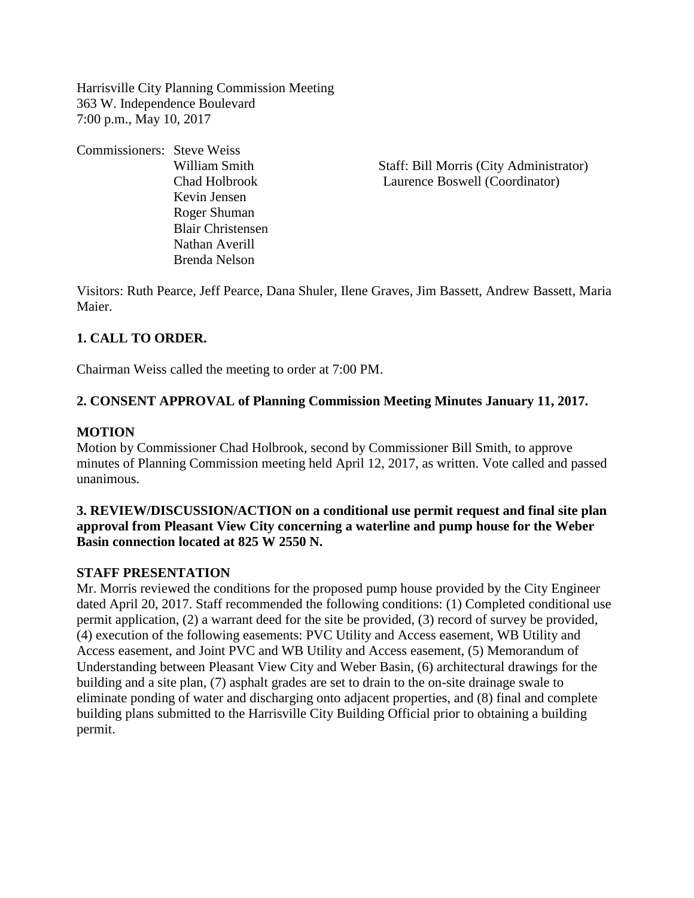Harrisville City Planning Commission Meeting
363 W. Independence Boulevard
7:00 p.m., May 10, 2017

Commissioners: Steve Weiss
William Smith
Chad Holbrook
Kevin Jensen
Roger Shuman
Blair Christensen
Nathan Averill
Brenda Nelson

Staff: Bill Morris (City Administrator)
Laurence Boswell (Coordinator)

Visitors: Ruth Pearce, Jeff Pearce, Dana Shuler, Ilene Graves, Jim Bassett, Andrew Bassett, Maria Maier.

**1. CALL TO ORDER.**

Chairman Weiss called the meeting to order at 7:00 PM.

**2. CONSENT APPROVAL of Planning Commission Meeting Minutes January 11, 2017.**

**MOTION**

Motion by Commissioner Chad Holbrook, second by Commissioner Bill Smith, to approve minutes of Planning Commission meeting held April 12, 2017, as written. Vote called and passed unanimous.

**3. REVIEW/DISCUSSION/ACTION on a conditional use permit request and final site plan approval from Pleasant View City concerning a waterline and pump house for the Weber Basin connection located at 825 W 2550 N.**

**STAFF PRESENTATION**

Mr. Morris reviewed the conditions for the proposed pump house provided by the City Engineer dated April 20, 2017. Staff recommended the following conditions: (1) Completed conditional use permit application, (2) a warrant deed for the site be provided, (3) record of survey be provided, (4) execution of the following easements: PVC Utility and Access easement, WB Utility and Access easement, and Joint PVC and WB Utility and Access easement, (5) Memorandum of Understanding between Pleasant View City and Weber Basin, (6) architectural drawings for the building and a site plan, (7) asphalt grades are set to drain to the on-site drainage swale to eliminate ponding of water and discharging onto adjacent properties, and (8) final and complete building plans submitted to the Harrisville City Building Official prior to obtaining a building permit.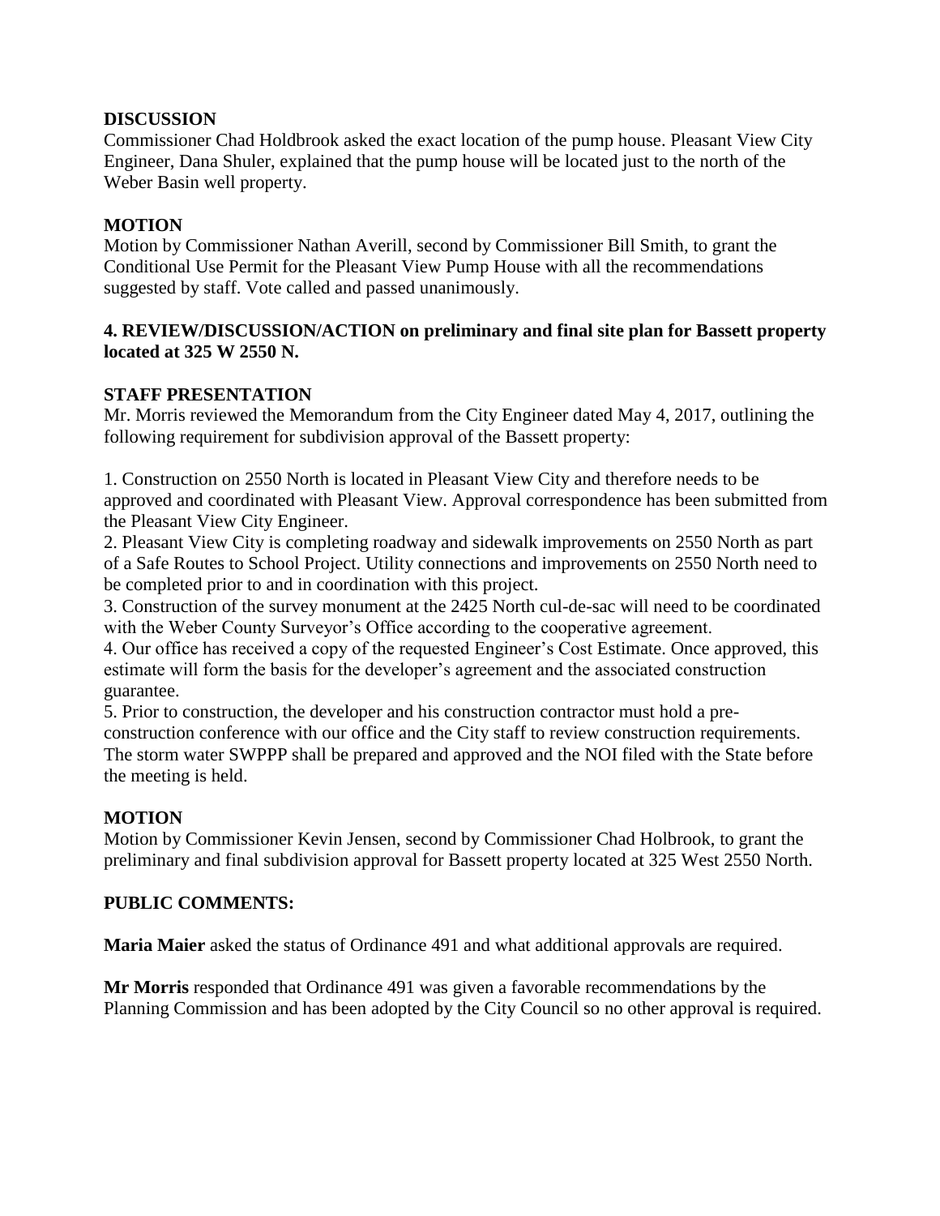**DISCUSSION**
Commissioner Chad Holdbrook asked the exact location of the pump house. Pleasant View City Engineer, Dana Shuler, explained that the pump house will be located just to the north of the Weber Basin well property.

**MOTION**
Motion by Commissioner Nathan Averill, second by Commissioner Bill Smith, to grant the Conditional Use Permit for the Pleasant View Pump House with all the recommendations suggested by staff. Vote called and passed unanimously.

**4. REVIEW/DISCUSSION/ACTION on preliminary and final site plan for Bassett property located at 325 W 2550 N.**

**STAFF PRESENTATION**
Mr. Morris reviewed the Memorandum from the City Engineer dated May 4, 2017, outlining the following requirement for subdivision approval of the Bassett property:

1. Construction on 2550 North is located in Pleasant View City and therefore needs to be approved and coordinated with Pleasant View. Approval correspondence has been submitted from the Pleasant View City Engineer.
2. Pleasant View City is completing roadway and sidewalk improvements on 2550 North as part of a Safe Routes to School Project. Utility connections and improvements on 2550 North need to be completed prior to and in coordination with this project.
3. Construction of the survey monument at the 2425 North cul-de-sac will need to be coordinated with the Weber County Surveyor's Office according to the cooperative agreement.
4. Our office has received a copy of the requested Engineer's Cost Estimate. Once approved, this estimate will form the basis for the developer's agreement and the associated construction guarantee.
5. Prior to construction, the developer and his construction contractor must hold a pre-construction conference with our office and the City staff to review construction requirements. The storm water SWPPP shall be prepared and approved and the NOI filed with the State before the meeting is held.

**MOTION**
Motion by Commissioner Kevin Jensen, second by Commissioner Chad Holbrook, to grant the preliminary and final subdivision approval for Bassett property located at 325 West 2550 North.

**PUBLIC COMMENTS:**

**Maria Maier** asked the status of Ordinance 491 and what additional approvals are required.

**Mr Morris** responded that Ordinance 491 was given a favorable recommendations by the Planning Commission and has been adopted by the City Council so no other approval is required.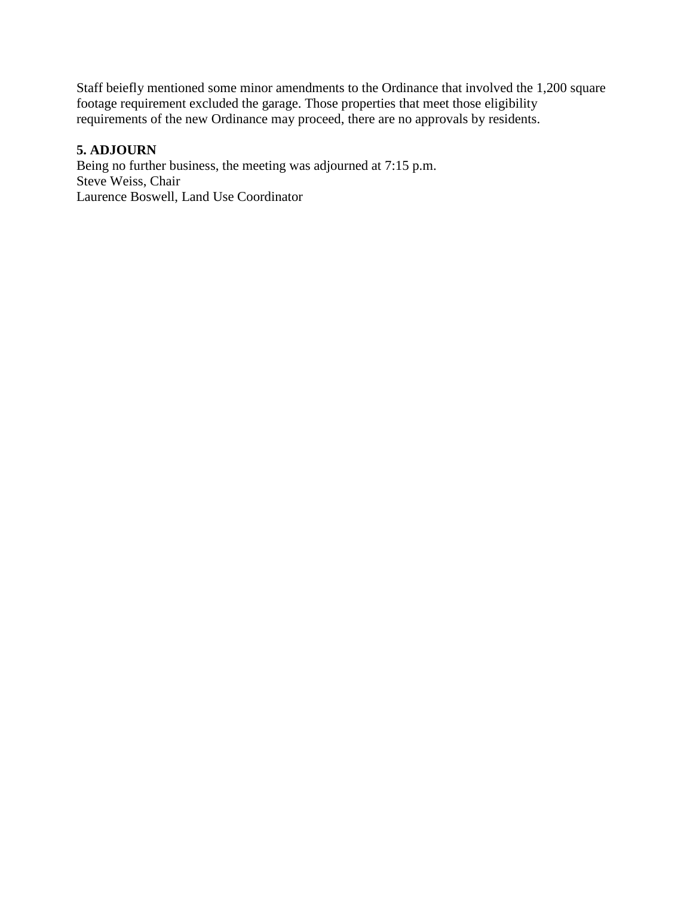Staff beiefly mentioned some minor amendments to the Ordinance that involved the 1,200 square footage requirement excluded the garage. Those properties that meet those eligibility requirements of the new Ordinance may proceed, there are no approvals by residents.

**5. ADJOURN**

Being no further business, the meeting was adjourned at 7:15 p.m.

Steve Weiss, Chair

Laurence Boswell, Land Use Coordinator